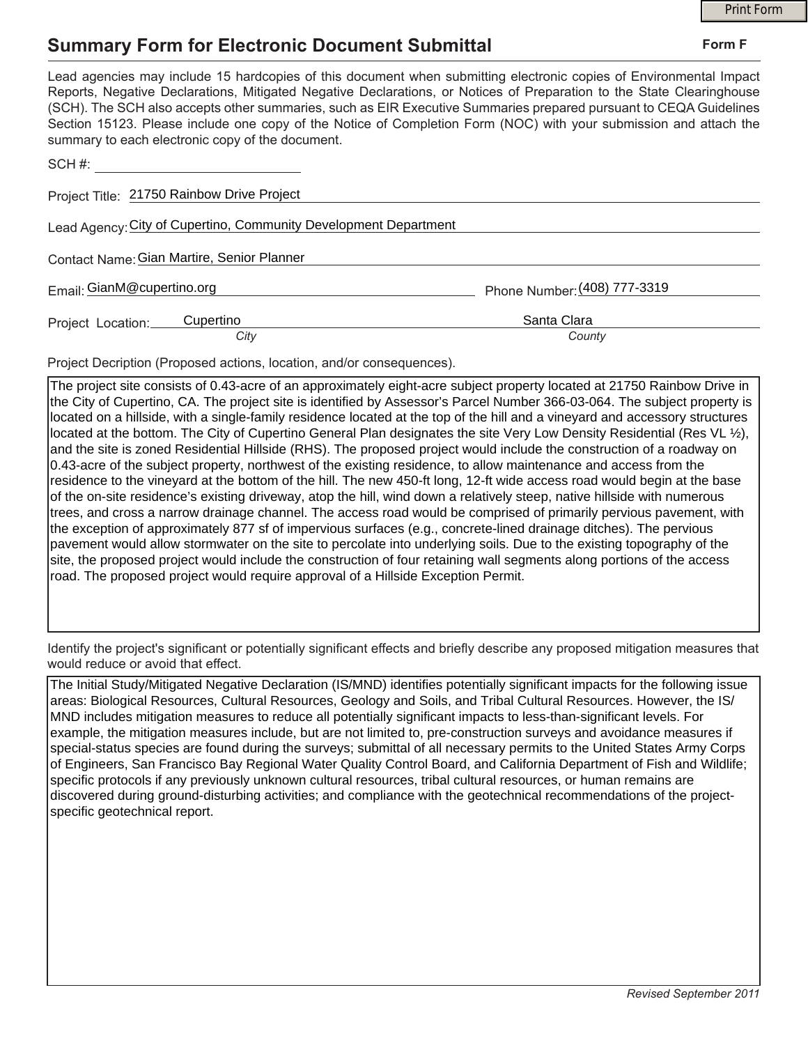# Summary Form for Electronic Document Submittal

**Form F**

Lead agencies may include 15 hardcopies of this document when submitting electronic copies of Environmental Impact Reports, Negative Declarations, Mitigated Negative Declarations, or Notices of Preparation to the State Clearinghouse (SCH). The SCH also accepts other summaries, such as EIR Executive Summaries prepared pursuant to CEQA Guidelines Section 15123. Please include one copy of the Notice of Completion Form (NOC) with your submission and attach the summary to each electronic copy of the document.

SCH #: ______________________

Project Title: 21750 Rainbow Drive Project

Lead Agency: City of Cupertino, Community Development Department

Contact Name: Gian Martire, Senior Planner

Email: GianM@cupertino.org

Phone Number: (408) 777-3319

Project Location: Cupertino (*City*), Santa Clara (*County*)

Project Decription (Proposed actions, location, and/or consequences).

The project site consists of 0.43-acre of an approximately eight-acre subject property located at 21750 Rainbow Drive in the City of Cupertino, CA. The project site is identified by Assessor's Parcel Number 366-03-064. The subject property is located on a hillside, with a single-family residence located at the top of the hill and a vineyard and accessory structures located at the bottom. The City of Cupertino General Plan designates the site Very Low Density Residential (Res VL ½), and the site is zoned Residential Hillside (RHS). The proposed project would include the construction of a roadway on 0.43-acre of the subject property, northwest of the existing residence, to allow maintenance and access from the residence to the vineyard at the bottom of the hill. The new 450-ft long, 12-ft wide access road would begin at the base of the on-site residence's existing driveway, atop the hill, wind down a relatively steep, native hillside with numerous trees, and cross a narrow drainage channel. The access road would be comprised of primarily pervious pavement, with the exception of approximately 877 sf of impervious surfaces (e.g., concrete-lined drainage ditches). The pervious pavement would allow stormwater on the site to percolate into underlying soils. Due to the existing topography of the site, the proposed project would include the construction of four retaining wall segments along portions of the access road. The proposed project would require approval of a Hillside Exception Permit.

Identify the project's significant or potentially significant effects and briefly describe any proposed mitigation measures that would reduce or avoid that effect.

The Initial Study/Mitigated Negative Declaration (IS/MND) identifies potentially significant impacts for the following issue areas: Biological Resources, Cultural Resources, Geology and Soils, and Tribal Cultural Resources. However, the IS/MND includes mitigation measures to reduce all potentially significant impacts to less-than-significant levels. For example, the mitigation measures include, but are not limited to, pre-construction surveys and avoidance measures if special-status species are found during the surveys; submittal of all necessary permits to the United States Army Corps of Engineers, San Francisco Bay Regional Water Quality Control Board, and California Department of Fish and Wildlife; specific protocols if any previously unknown cultural resources, tribal cultural resources, or human remains are discovered during ground-disturbing activities; and compliance with the geotechnical recommendations of the project-specific geotechnical report.

*Revised September 2011*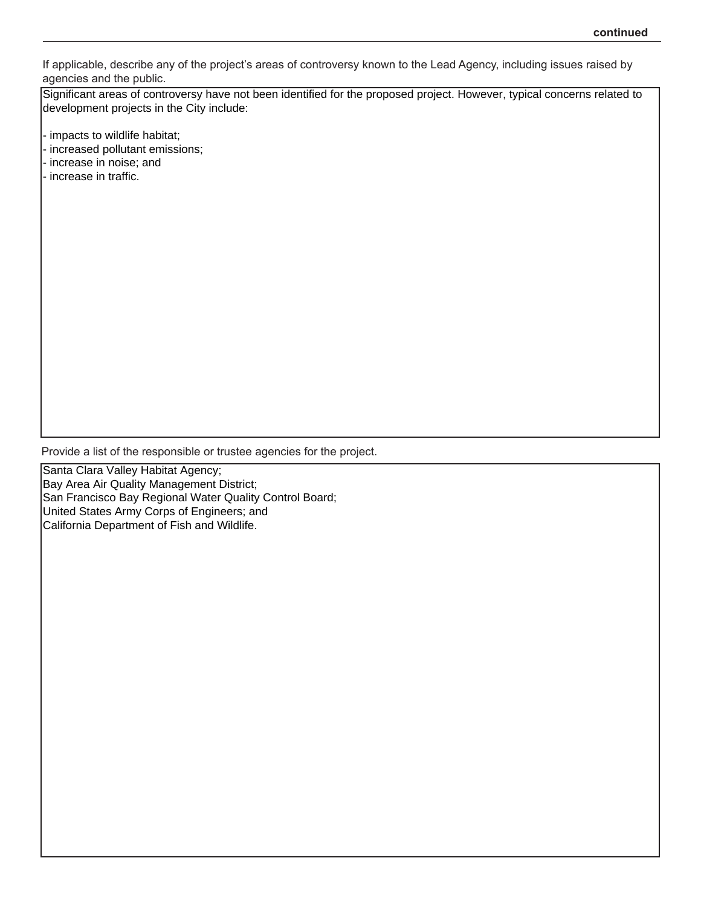If applicable, describe any of the project's areas of controversy known to the Lead Agency, including issues raised by agencies and the public.

Significant areas of controversy have not been identified for the proposed project. However, typical concerns related to development projects in the City include:

- impacts to wildlife habitat;
- increased pollutant emissions;
- increase in noise; and
- increase in traffic.

Provide a list of the responsible or trustee agencies for the project.

Santa Clara Valley Habitat Agency;
Bay Area Air Quality Management District;
San Francisco Bay Regional Water Quality Control Board;
United States Army Corps of Engineers; and
California Department of Fish and Wildlife.